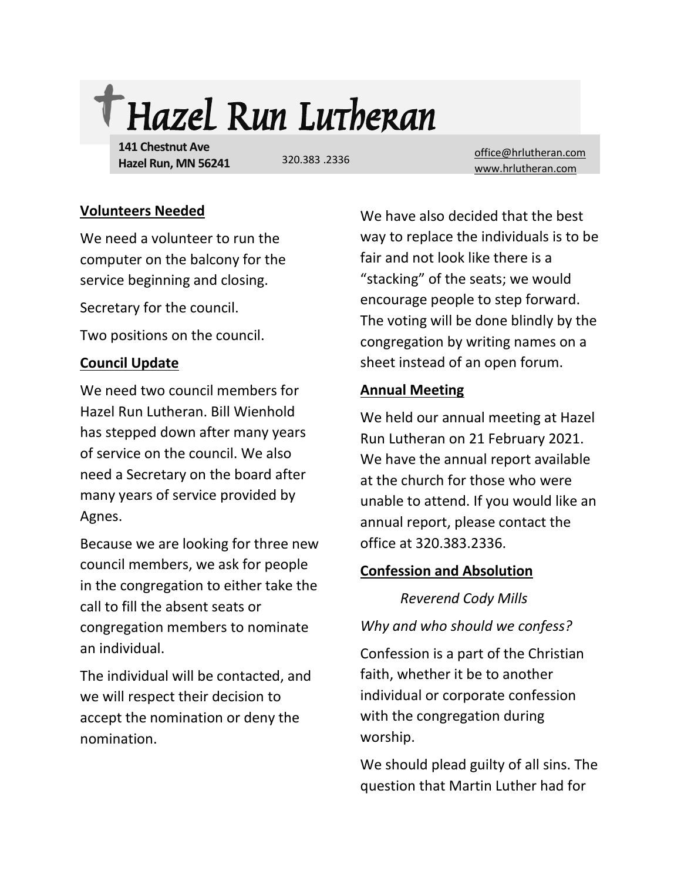# Hazel Run Lutheran

**141 Chestnut Ave**
**Hazel Run, MN 56241**

320.383 .2336

office@hrlutheran.com
www.hrlutheran.com

## Volunteers Needed

We need a volunteer to run the computer on the balcony for the service beginning and closing.

Secretary for the council.

Two positions on the council.

## Council Update

We need two council members for Hazel Run Lutheran. Bill Wienhold has stepped down after many years of service on the council. We also need a Secretary on the board after many years of service provided by Agnes.

Because we are looking for three new council members, we ask for people in the congregation to either take the call to fill the absent seats or congregation members to nominate an individual.

The individual will be contacted, and we will respect their decision to accept the nomination or deny the nomination.

We have also decided that the best way to replace the individuals is to be fair and not look like there is a "stacking" of the seats; we would encourage people to step forward. The voting will be done blindly by the congregation by writing names on a sheet instead of an open forum.

## Annual Meeting

We held our annual meeting at Hazel Run Lutheran on 21 February 2021. We have the annual report available at the church for those who were unable to attend. If you would like an annual report, please contact the office at 320.383.2336.

## Confession and Absolution

*Reverend Cody Mills*

*Why and who should we confess?*

Confession is a part of the Christian faith, whether it be to another individual or corporate confession with the congregation during worship.

We should plead guilty of all sins. The question that Martin Luther had for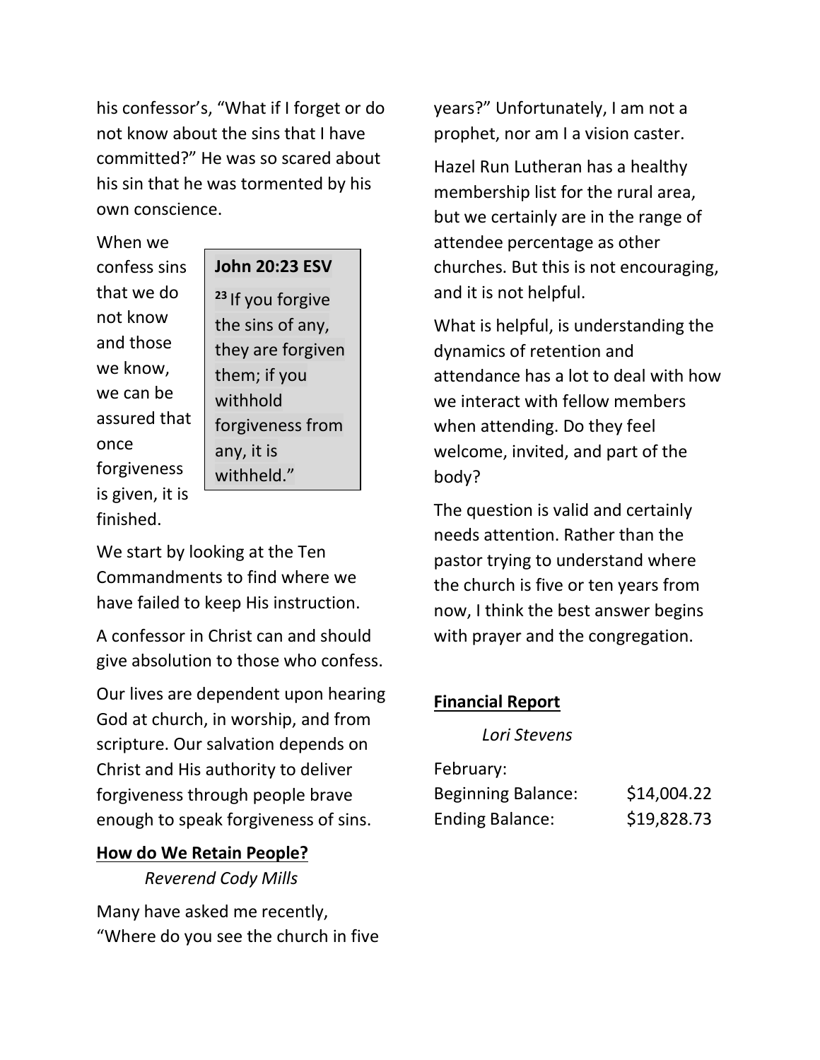his confessor's, "What if I forget or do not know about the sins that I have committed?" He was so scared about his sin that he was tormented by his own conscience.

When we confess sins that we do not know and those we know, we can be assured that once forgiveness is given, it is finished.

> **John 20:23 ESV**
>
> [23] If you forgive the sins of any, they are forgiven them; if you withhold forgiveness from any, it is withheld."

We start by looking at the Ten Commandments to find where we have failed to keep His instruction.

A confessor in Christ can and should give absolution to those who confess.

Our lives are dependent upon hearing God at church, in worship, and from scripture. Our salvation depends on Christ and His authority to deliver forgiveness through people brave enough to speak forgiveness of sins.

## How do We Retain People?

*Reverend Cody Mills*

Many have asked me recently, "Where do you see the church in five years?" Unfortunately, I am not a prophet, nor am I a vision caster.

Hazel Run Lutheran has a healthy membership list for the rural area, but we certainly are in the range of attendee percentage as other churches. But this is not encouraging, and it is not helpful.

What is helpful, is understanding the dynamics of retention and attendance has a lot to deal with how we interact with fellow members when attending. Do they feel welcome, invited, and part of the body?

The question is valid and certainly needs attention. Rather than the pastor trying to understand where the church is five or ten years from now, I think the best answer begins with prayer and the congregation.

## Financial Report

*Lori Stevens*

February:

| | |
|---|---|
| Beginning Balance: | $14,004.22 |
| Ending Balance: | $19,828.73 |